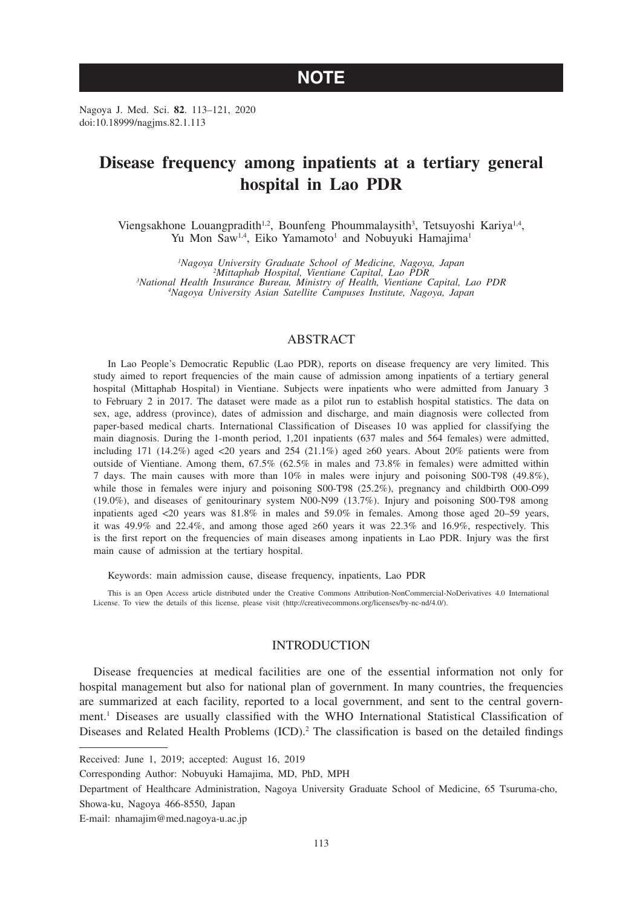NOTE

# Disease frequency among inpatients at a tertiary general hospital in Lao PDR

Viengsakhone Louangpradith[1,2], Bounfeng Phoummalaysith[3], Tetsuyoshi Kariya[1,4], Yu Mon Saw[1,4], Eiko Yamamoto[1] and Nobuyuki Hamajima[1]

[1]*Nagoya University Graduate School of Medicine, Nagoya, Japan*
[2]*Mittaphab Hospital, Vientiane Capital, Lao PDR*
[3]*National Health Insurance Bureau, Ministry of Health, Vientiane Capital, Lao PDR*
[4]*Nagoya University Asian Satellite Campuses Institute, Nagoya, Japan*

## ABSTRACT

In Lao People's Democratic Republic (Lao PDR), reports on disease frequency are very limited. This study aimed to report frequencies of the main cause of admission among inpatients of a tertiary general hospital (Mittaphab Hospital) in Vientiane. Subjects were inpatients who were admitted from January 3 to February 2 in 2017. The dataset were made as a pilot run to establish hospital statistics. The data on sex, age, address (province), dates of admission and discharge, and main diagnosis were collected from paper-based medical charts. International Classification of Diseases 10 was applied for classifying the main diagnosis. During the 1-month period, 1,201 inpatients (637 males and 564 females) were admitted, including 171 (14.2%) aged <20 years and 254 (21.1%) aged ≥60 years. About 20% patients were from outside of Vientiane. Among them, 67.5% (62.5% in males and 73.8% in females) were admitted within 7 days. The main causes with more than 10% in males were injury and poisoning S00-T98 (49.8%), while those in females were injury and poisoning S00-T98 (25.2%), pregnancy and childbirth O00-O99 (19.0%), and diseases of genitourinary system N00-N99 (13.7%). Injury and poisoning S00-T98 among inpatients aged <20 years was 81.8% in males and 59.0% in females. Among those aged 20–59 years, it was 49.9% and 22.4%, and among those aged ≥60 years it was 22.3% and 16.9%, respectively. This is the first report on the frequencies of main diseases among inpatients in Lao PDR. Injury was the first main cause of admission at the tertiary hospital.

Keywords: main admission cause, disease frequency, inpatients, Lao PDR

This is an Open Access article distributed under the Creative Commons Attribution-NonCommercial-NoDerivatives 4.0 International License. To view the details of this license, please visit (http://creativecommons.org/licenses/by-nc-nd/4.0/).

## INTRODUCTION

Disease frequencies at medical facilities are one of the essential information not only for hospital management but also for national plan of government. In many countries, the frequencies are summarized at each facility, reported to a local government, and sent to the central government.[1] Diseases are usually classified with the WHO International Statistical Classification of Diseases and Related Health Problems (ICD).[2] The classification is based on the detailed findings

---

Received: June 1, 2019; accepted: August 16, 2019

Corresponding Author: Nobuyuki Hamajima, MD, PhD, MPH

Department of Healthcare Administration, Nagoya University Graduate School of Medicine, 65 Tsuruma-cho, Showa-ku, Nagoya 466-8550, Japan

E-mail: nhamajim@med.nagoya-u.ac.jp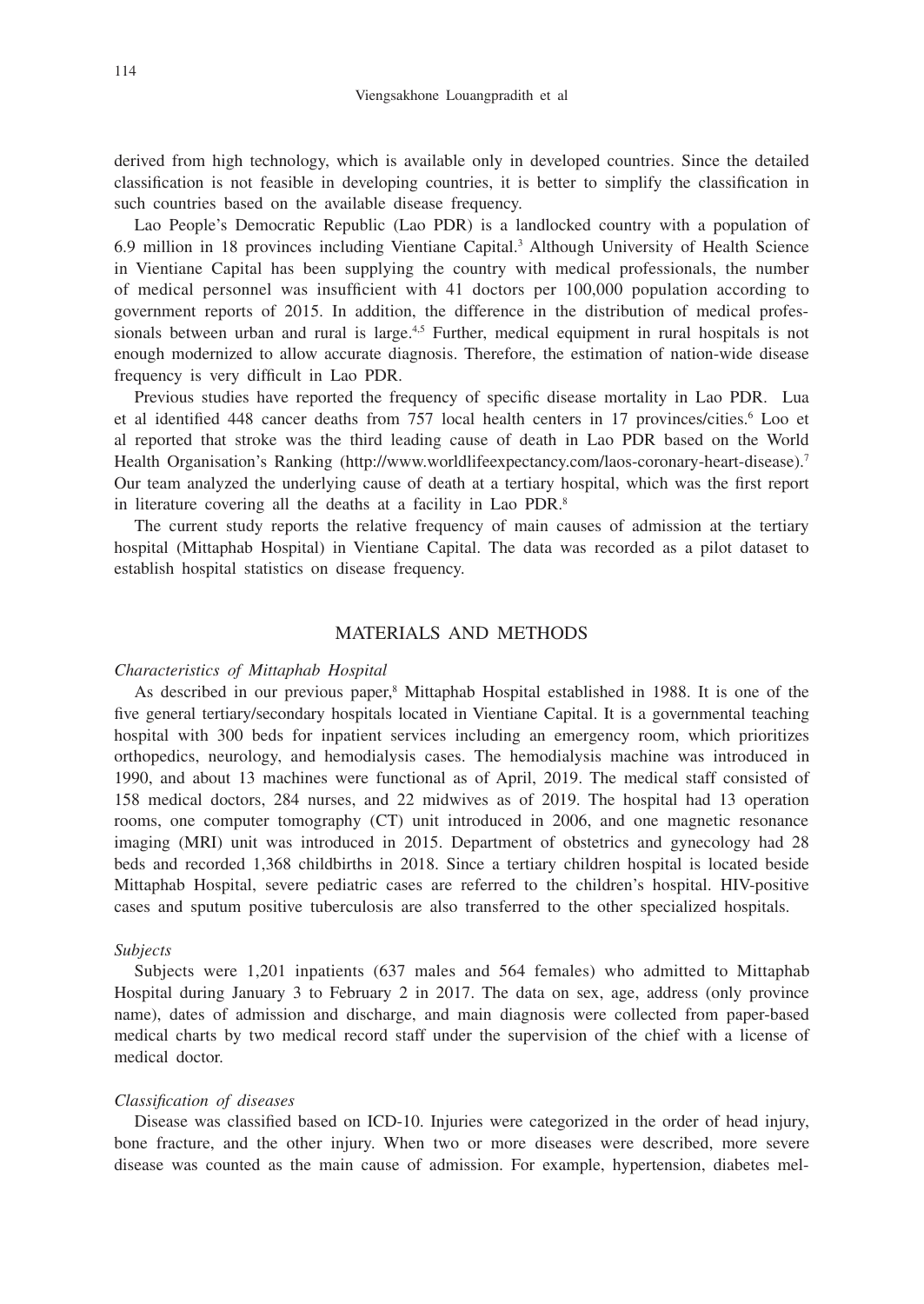derived from high technology, which is available only in developed countries. Since the detailed classification is not feasible in developing countries, it is better to simplify the classification in such countries based on the available disease frequency.

Lao People's Democratic Republic (Lao PDR) is a landlocked country with a population of 6.9 million in 18 provinces including Vientiane Capital.[3] Although University of Health Science in Vientiane Capital has been supplying the country with medical professionals, the number of medical personnel was insufficient with 41 doctors per 100,000 population according to government reports of 2015. In addition, the difference in the distribution of medical professionals between urban and rural is large.[4,5] Further, medical equipment in rural hospitals is not enough modernized to allow accurate diagnosis. Therefore, the estimation of nation-wide disease frequency is very difficult in Lao PDR.

Previous studies have reported the frequency of specific disease mortality in Lao PDR. Lua et al identified 448 cancer deaths from 757 local health centers in 17 provinces/cities.[6] Loo et al reported that stroke was the third leading cause of death in Lao PDR based on the World Health Organisation's Ranking (http://www.worldlifeexpectancy.com/laos-coronary-heart-disease).[7] Our team analyzed the underlying cause of death at a tertiary hospital, which was the first report in literature covering all the deaths at a facility in Lao PDR.[8]

The current study reports the relative frequency of main causes of admission at the tertiary hospital (Mittaphab Hospital) in Vientiane Capital. The data was recorded as a pilot dataset to establish hospital statistics on disease frequency.

## MATERIALS AND METHODS

### *Characteristics of Mittaphab Hospital*

As described in our previous paper,[8] Mittaphab Hospital established in 1988. It is one of the five general tertiary/secondary hospitals located in Vientiane Capital. It is a governmental teaching hospital with 300 beds for inpatient services including an emergency room, which prioritizes orthopedics, neurology, and hemodialysis cases. The hemodialysis machine was introduced in 1990, and about 13 machines were functional as of April, 2019. The medical staff consisted of 158 medical doctors, 284 nurses, and 22 midwives as of 2019. The hospital had 13 operation rooms, one computer tomography (CT) unit introduced in 2006, and one magnetic resonance imaging (MRI) unit was introduced in 2015. Department of obstetrics and gynecology had 28 beds and recorded 1,368 childbirths in 2018. Since a tertiary children hospital is located beside Mittaphab Hospital, severe pediatric cases are referred to the children's hospital. HIV-positive cases and sputum positive tuberculosis are also transferred to the other specialized hospitals.

### *Subjects*

Subjects were 1,201 inpatients (637 males and 564 females) who admitted to Mittaphab Hospital during January 3 to February 2 in 2017. The data on sex, age, address (only province name), dates of admission and discharge, and main diagnosis were collected from paper-based medical charts by two medical record staff under the supervision of the chief with a license of medical doctor.

### *Classification of diseases*

Disease was classified based on ICD-10. Injuries were categorized in the order of head injury, bone fracture, and the other injury. When two or more diseases were described, more severe disease was counted as the main cause of admission. For example, hypertension, diabetes mel-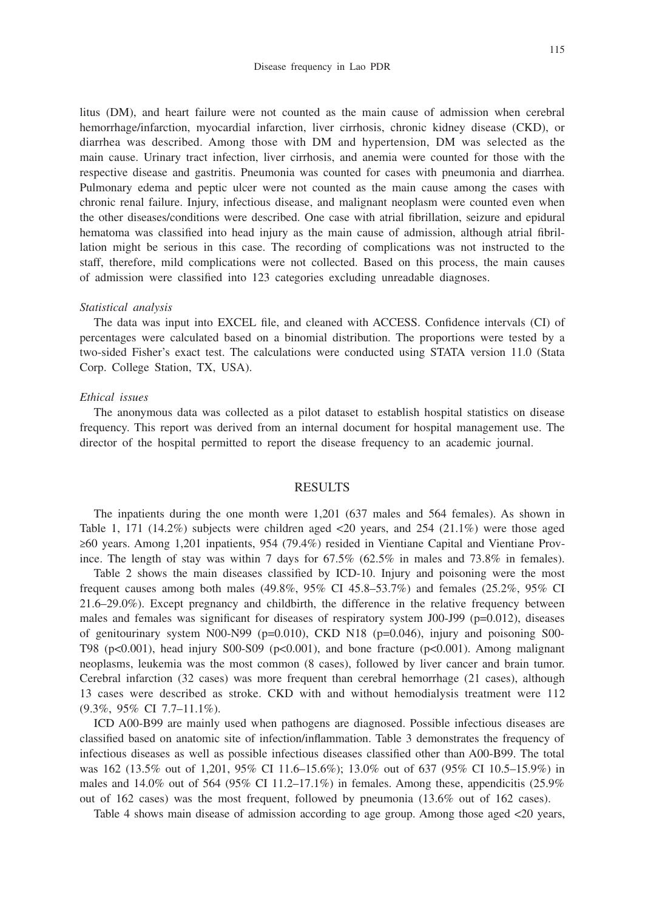litus (DM), and heart failure were not counted as the main cause of admission when cerebral hemorrhage/infarction, myocardial infarction, liver cirrhosis, chronic kidney disease (CKD), or diarrhea was described. Among those with DM and hypertension, DM was selected as the main cause. Urinary tract infection, liver cirrhosis, and anemia were counted for those with the respective disease and gastritis. Pneumonia was counted for cases with pneumonia and diarrhea. Pulmonary edema and peptic ulcer were not counted as the main cause among the cases with chronic renal failure. Injury, infectious disease, and malignant neoplasm were counted even when the other diseases/conditions were described. One case with atrial fibrillation, seizure and epidural hematoma was classified into head injury as the main cause of admission, although atrial fibrillation might be serious in this case. The recording of complications was not instructed to the staff, therefore, mild complications were not collected. Based on this process, the main causes of admission were classified into 123 categories excluding unreadable diagnoses.

*Statistical analysis*

The data was input into EXCEL file, and cleaned with ACCESS. Confidence intervals (CI) of percentages were calculated based on a binomial distribution. The proportions were tested by a two-sided Fisher's exact test. The calculations were conducted using STATA version 11.0 (Stata Corp. College Station, TX, USA).

*Ethical issues*

The anonymous data was collected as a pilot dataset to establish hospital statistics on disease frequency. This report was derived from an internal document for hospital management use. The director of the hospital permitted to report the disease frequency to an academic journal.

## RESULTS

The inpatients during the one month were 1,201 (637 males and 564 females). As shown in Table 1, 171 (14.2%) subjects were children aged <20 years, and 254 (21.1%) were those aged ≥60 years. Among 1,201 inpatients, 954 (79.4%) resided in Vientiane Capital and Vientiane Province. The length of stay was within 7 days for 67.5% (62.5% in males and 73.8% in females).

Table 2 shows the main diseases classified by ICD-10. Injury and poisoning were the most frequent causes among both males (49.8%, 95% CI 45.8–53.7%) and females (25.2%, 95% CI 21.6–29.0%). Except pregnancy and childbirth, the difference in the relative frequency between males and females was significant for diseases of respiratory system J00-J99 ($p=0.012$), diseases of genitourinary system N00-N99 ($p=0.010$), CKD N18 ($p=0.046$), injury and poisoning S00-T98 ($p<0.001$), head injury S00-S09 ($p<0.001$), and bone fracture ($p<0.001$). Among malignant neoplasms, leukemia was the most common (8 cases), followed by liver cancer and brain tumor. Cerebral infarction (32 cases) was more frequent than cerebral hemorrhage (21 cases), although 13 cases were described as stroke. CKD with and without hemodialysis treatment were 112 (9.3%, 95% CI 7.7–11.1%).

ICD A00-B99 are mainly used when pathogens are diagnosed. Possible infectious diseases are classified based on anatomic site of infection/inflammation. Table 3 demonstrates the frequency of infectious diseases as well as possible infectious diseases classified other than A00-B99. The total was 162 (13.5% out of 1,201, 95% CI 11.6–15.6%); 13.0% out of 637 (95% CI 10.5–15.9%) in males and 14.0% out of 564 (95% CI 11.2–17.1%) in females. Among these, appendicitis (25.9% out of 162 cases) was the most frequent, followed by pneumonia (13.6% out of 162 cases).

Table 4 shows main disease of admission according to age group. Among those aged <20 years,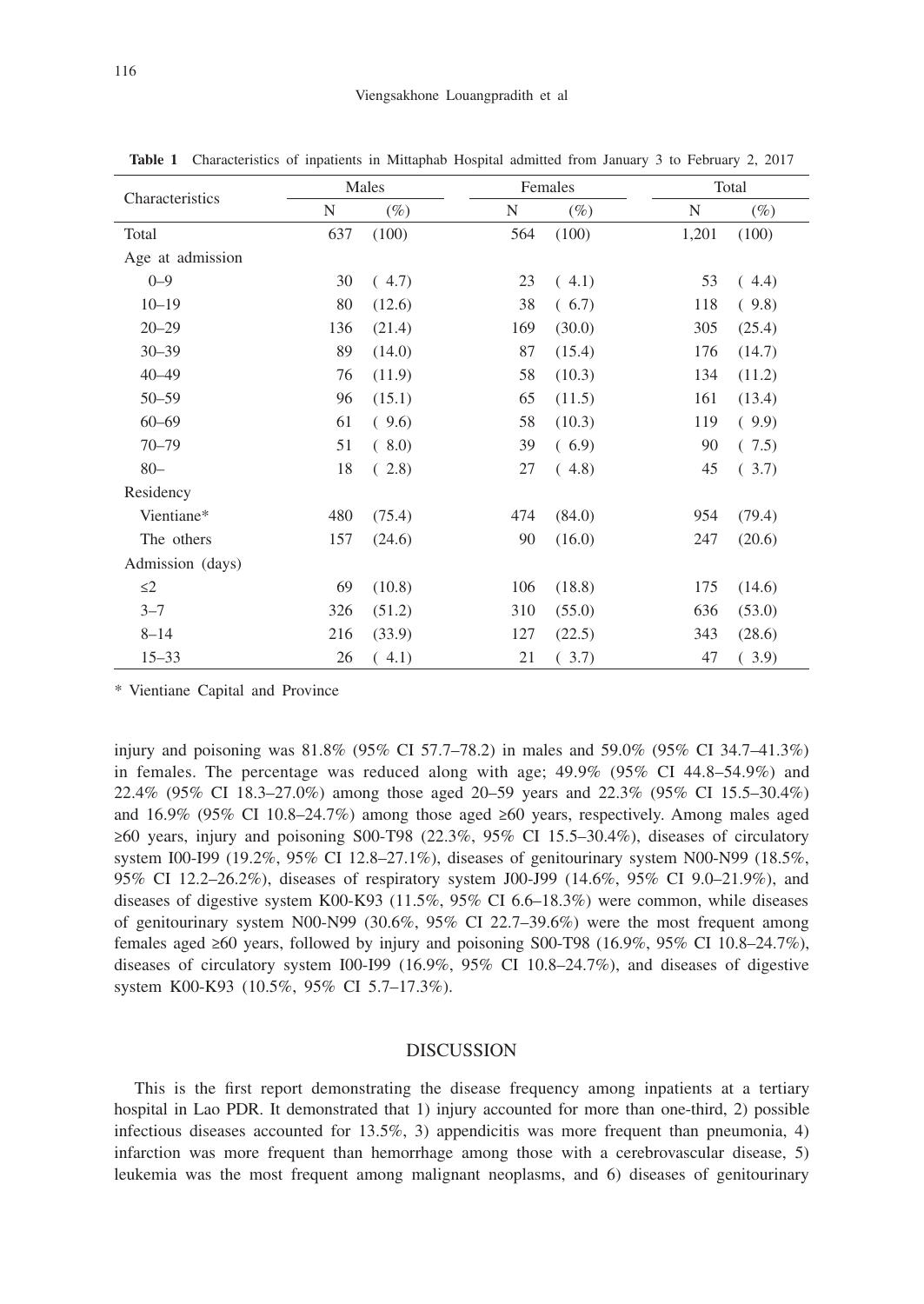**Table 1** Characteristics of inpatients in Mittaphab Hospital admitted from January 3 to February 2, 2017

| Characteristics | Males | | Females | | Total | |
|---|---|---|---|---|---|---|
| | N | (%) | N | (%) | N | (%) |
| Total | 637 | (100) | 564 | (100) | 1,201 | (100) |
| Age at admission | | | | | | |
| 0–9 | 30 | ( 4.7) | 23 | ( 4.1) | 53 | ( 4.4) |
| 10–19 | 80 | (12.6) | 38 | ( 6.7) | 118 | ( 9.8) |
| 20–29 | 136 | (21.4) | 169 | (30.0) | 305 | (25.4) |
| 30–39 | 89 | (14.0) | 87 | (15.4) | 176 | (14.7) |
| 40–49 | 76 | (11.9) | 58 | (10.3) | 134 | (11.2) |
| 50–59 | 96 | (15.1) | 65 | (11.5) | 161 | (13.4) |
| 60–69 | 61 | ( 9.6) | 58 | (10.3) | 119 | ( 9.9) |
| 70–79 | 51 | ( 8.0) | 39 | ( 6.9) | 90 | ( 7.5) |
| 80– | 18 | ( 2.8) | 27 | ( 4.8) | 45 | ( 3.7) |
| Residency | | | | | | |
| Vientiane* | 480 | (75.4) | 474 | (84.0) | 954 | (79.4) |
| The others | 157 | (24.6) | 90 | (16.0) | 247 | (20.6) |
| Admission (days) | | | | | | |
| ≤2 | 69 | (10.8) | 106 | (18.8) | 175 | (14.6) |
| 3–7 | 326 | (51.2) | 310 | (55.0) | 636 | (53.0) |
| 8–14 | 216 | (33.9) | 127 | (22.5) | 343 | (28.6) |
| 15–33 | 26 | ( 4.1) | 21 | ( 3.7) | 47 | ( 3.9) |

\* Vientiane Capital and Province

injury and poisoning was 81.8% (95% CI 57.7–78.2) in males and 59.0% (95% CI 34.7–41.3%) in females. The percentage was reduced along with age; 49.9% (95% CI 44.8–54.9%) and 22.4% (95% CI 18.3–27.0%) among those aged 20–59 years and 22.3% (95% CI 15.5–30.4%) and 16.9% (95% CI 10.8–24.7%) among those aged ≥60 years, respectively. Among males aged ≥60 years, injury and poisoning S00-T98 (22.3%, 95% CI 15.5–30.4%), diseases of circulatory system I00-I99 (19.2%, 95% CI 12.8–27.1%), diseases of genitourinary system N00-N99 (18.5%, 95% CI 12.2–26.2%), diseases of respiratory system J00-J99 (14.6%, 95% CI 9.0–21.9%), and diseases of digestive system K00-K93 (11.5%, 95% CI 6.6–18.3%) were common, while diseases of genitourinary system N00-N99 (30.6%, 95% CI 22.7–39.6%) were the most frequent among females aged ≥60 years, followed by injury and poisoning S00-T98 (16.9%, 95% CI 10.8–24.7%), diseases of circulatory system I00-I99 (16.9%, 95% CI 10.8–24.7%), and diseases of digestive system K00-K93 (10.5%, 95% CI 5.7–17.3%).

## DISCUSSION

This is the first report demonstrating the disease frequency among inpatients at a tertiary hospital in Lao PDR. It demonstrated that 1) injury accounted for more than one-third, 2) possible infectious diseases accounted for 13.5%, 3) appendicitis was more frequent than pneumonia, 4) infarction was more frequent than hemorrhage among those with a cerebrovascular disease, 5) leukemia was the most frequent among malignant neoplasms, and 6) diseases of genitourinary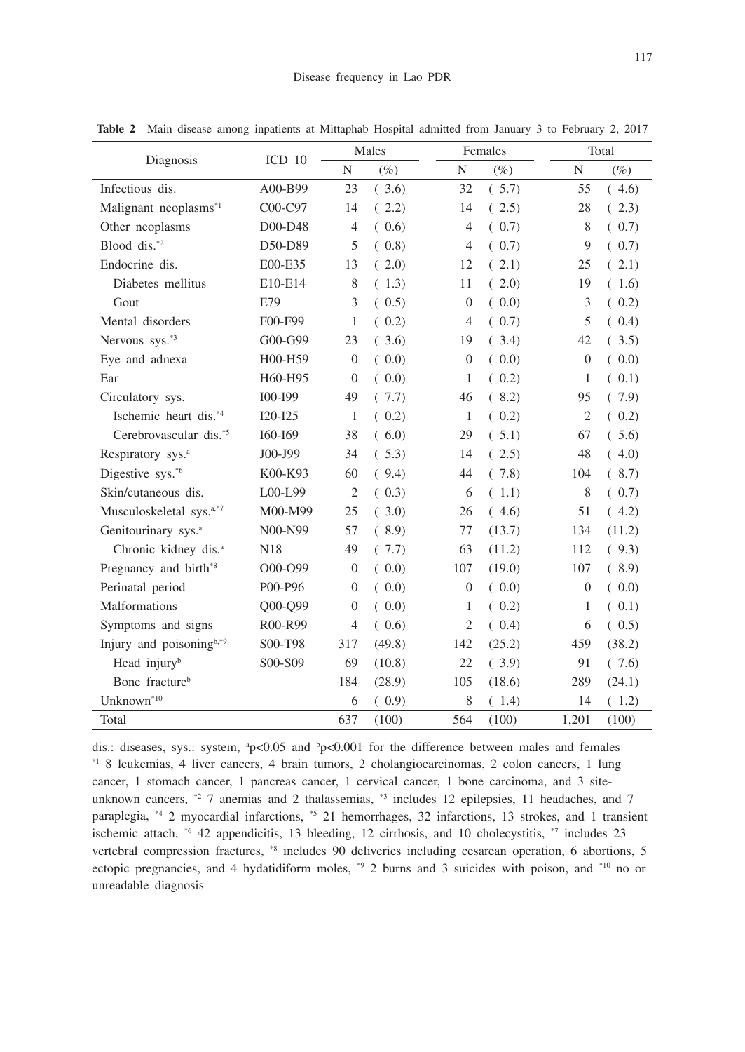**Table 2** Main disease among inpatients at Mittaphab Hospital admitted from January 3 to February 2, 2017

| Diagnosis | ICD 10 | Males | | Females | | Total | |
|---|---|---|---|---|---|---|---|
| | | N | (%) | N | (%) | N | (%) |
| Infectious dis. | A00-B99 | 23 | ( 3.6) | 32 | ( 5.7) | 55 | ( 4.6) |
| Malignant neoplasms[*1] | C00-C97 | 14 | ( 2.2) | 14 | ( 2.5) | 28 | ( 2.3) |
| Other neoplasms | D00-D48 | 4 | ( 0.6) | 4 | ( 0.7) | 8 | ( 0.7) |
| Blood dis.[*2] | D50-D89 | 5 | ( 0.8) | 4 | ( 0.7) | 9 | ( 0.7) |
| Endocrine dis. | E00-E35 | 13 | ( 2.0) | 12 | ( 2.1) | 25 | ( 2.1) |
| Diabetes mellitus | E10-E14 | 8 | ( 1.3) | 11 | ( 2.0) | 19 | ( 1.6) |
| Gout | E79 | 3 | ( 0.5) | 0 | ( 0.0) | 3 | ( 0.2) |
| Mental disorders | F00-F99 | 1 | ( 0.2) | 4 | ( 0.7) | 5 | ( 0.4) |
| Nervous sys.[*3] | G00-G99 | 23 | ( 3.6) | 19 | ( 3.4) | 42 | ( 3.5) |
| Eye and adnexa | H00-H59 | 0 | ( 0.0) | 0 | ( 0.0) | 0 | ( 0.0) |
| Ear | H60-H95 | 0 | ( 0.0) | 1 | ( 0.2) | 1 | ( 0.1) |
| Circulatory sys. | I00-I99 | 49 | ( 7.7) | 46 | ( 8.2) | 95 | ( 7.9) |
| Ischemic heart dis.[*4] | I20-I25 | 1 | ( 0.2) | 1 | ( 0.2) | 2 | ( 0.2) |
| Cerebrovascular dis.[*5] | I60-I69 | 38 | ( 6.0) | 29 | ( 5.1) | 67 | ( 5.6) |
| Respiratory sys.[a] | J00-J99 | 34 | ( 5.3) | 14 | ( 2.5) | 48 | ( 4.0) |
| Digestive sys.[*6] | K00-K93 | 60 | ( 9.4) | 44 | ( 7.8) | 104 | ( 8.7) |
| Skin/cutaneous dis. | L00-L99 | 2 | ( 0.3) | 6 | ( 1.1) | 8 | ( 0.7) |
| Musculoskeletal sys.[a,*7] | M00-M99 | 25 | ( 3.0) | 26 | ( 4.6) | 51 | ( 4.2) |
| Genitourinary sys.[a] | N00-N99 | 57 | ( 8.9) | 77 | (13.7) | 134 | (11.2) |
| Chronic kidney dis.[a] | N18 | 49 | ( 7.7) | 63 | (11.2) | 112 | ( 9.3) |
| Pregnancy and birth[*8] | O00-O99 | 0 | ( 0.0) | 107 | (19.0) | 107 | ( 8.9) |
| Perinatal period | P00-P96 | 0 | ( 0.0) | 0 | ( 0.0) | 0 | ( 0.0) |
| Malformations | Q00-Q99 | 0 | ( 0.0) | 1 | ( 0.2) | 1 | ( 0.1) |
| Symptoms and signs | R00-R99 | 4 | ( 0.6) | 2 | ( 0.4) | 6 | ( 0.5) |
| Injury and poisoning[b,*9] | S00-T98 | 317 | (49.8) | 142 | (25.2) | 459 | (38.2) |
| Head injury[b] | S00-S09 | 69 | (10.8) | 22 | ( 3.9) | 91 | ( 7.6) |
| Bone fracture[b] | | 184 | (28.9) | 105 | (18.6) | 289 | (24.1) |
| Unknown[*10] | | 6 | ( 0.9) | 8 | ( 1.4) | 14 | ( 1.2) |
| Total | | 637 | (100) | 564 | (100) | 1,201 | (100) |

dis.: diseases, sys.: system, [a]$p<0.05$ and [b]$p<0.001$ for the difference between males and females
[*1] 8 leukemias, 4 liver cancers, 4 brain tumors, 2 cholangiocarcinomas, 2 colon cancers, 1 lung cancer, 1 stomach cancer, 1 pancreas cancer, 1 cervical cancer, 1 bone carcinoma, and 3 site-unknown cancers, [*2] 7 anemias and 2 thalassemias, [*3] includes 12 epilepsies, 11 headaches, and 7 paraplegia, [*4] 2 myocardial infarctions, [*5] 21 hemorrhages, 32 infarctions, 13 strokes, and 1 transient ischemic attach, [*6] 42 appendicitis, 13 bleeding, 12 cirrhosis, and 10 cholecystitis, [*7] includes 23 vertebral compression fractures, [*8] includes 90 deliveries including cesarean operation, 6 abortions, 5 ectopic pregnancies, and 4 hydatidiform moles, [*9] 2 burns and 3 suicides with poison, and [*10] no or unreadable diagnosis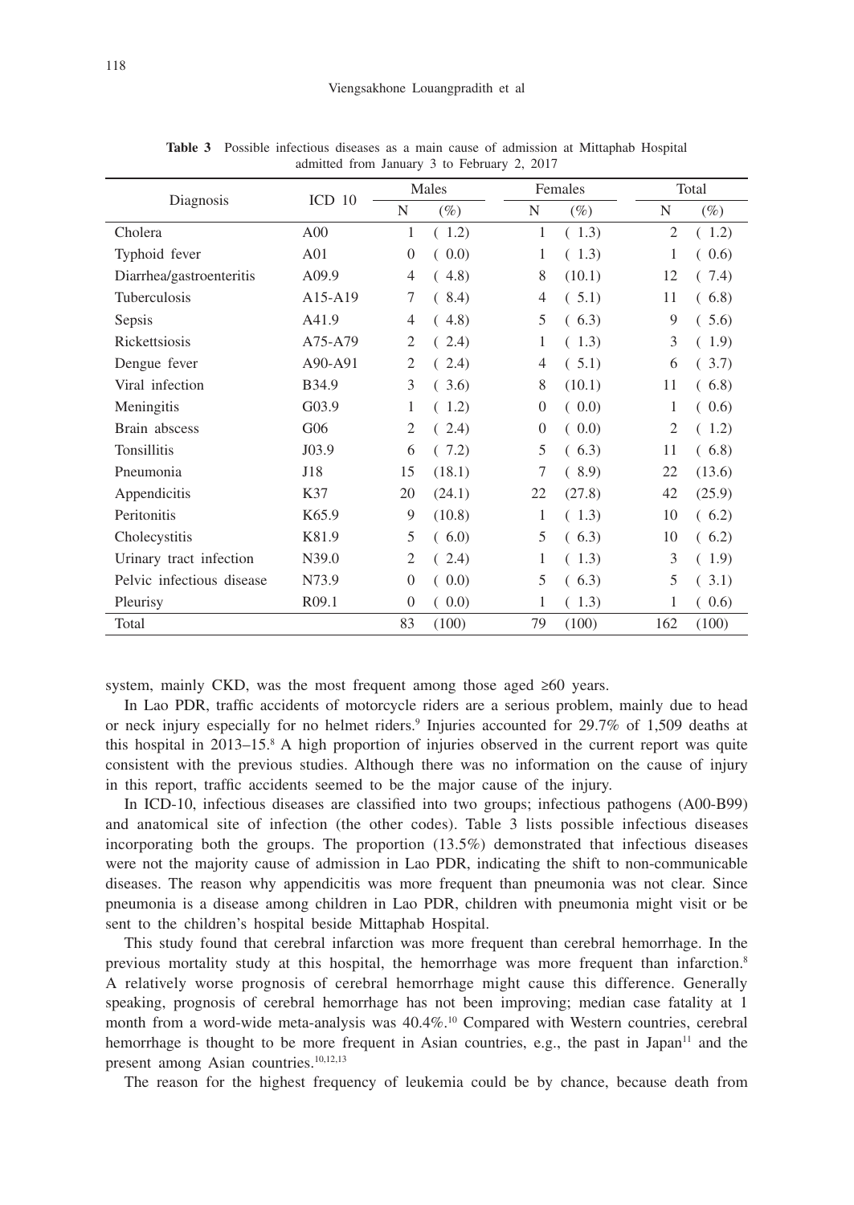**Table 3** Possible infectious diseases as a main cause of admission at Mittaphab Hospital admitted from January 3 to February 2, 2017

| Diagnosis | ICD 10 | Males | | Females | | Total | |
|---|---|---|---|---|---|---|---|
| | | N | (%) | N | (%) | N | (%) |
| Cholera | A00 | 1 | ( 1.2) | 1 | ( 1.3) | 2 | ( 1.2) |
| Typhoid fever | A01 | 0 | ( 0.0) | 1 | ( 1.3) | 1 | ( 0.6) |
| Diarrhea/gastroenteritis | A09.9 | 4 | ( 4.8) | 8 | (10.1) | 12 | ( 7.4) |
| Tuberculosis | A15-A19 | 7 | ( 8.4) | 4 | ( 5.1) | 11 | ( 6.8) |
| Sepsis | A41.9 | 4 | ( 4.8) | 5 | ( 6.3) | 9 | ( 5.6) |
| Rickettsiosis | A75-A79 | 2 | ( 2.4) | 1 | ( 1.3) | 3 | ( 1.9) |
| Dengue fever | A90-A91 | 2 | ( 2.4) | 4 | ( 5.1) | 6 | ( 3.7) |
| Viral infection | B34.9 | 3 | ( 3.6) | 8 | (10.1) | 11 | ( 6.8) |
| Meningitis | G03.9 | 1 | ( 1.2) | 0 | ( 0.0) | 1 | ( 0.6) |
| Brain abscess | G06 | 2 | ( 2.4) | 0 | ( 0.0) | 2 | ( 1.2) |
| Tonsillitis | J03.9 | 6 | ( 7.2) | 5 | ( 6.3) | 11 | ( 6.8) |
| Pneumonia | J18 | 15 | (18.1) | 7 | ( 8.9) | 22 | (13.6) |
| Appendicitis | K37 | 20 | (24.1) | 22 | (27.8) | 42 | (25.9) |
| Peritonitis | K65.9 | 9 | (10.8) | 1 | ( 1.3) | 10 | ( 6.2) |
| Cholecystitis | K81.9 | 5 | ( 6.0) | 5 | ( 6.3) | 10 | ( 6.2) |
| Urinary tract infection | N39.0 | 2 | ( 2.4) | 1 | ( 1.3) | 3 | ( 1.9) |
| Pelvic infectious disease | N73.9 | 0 | ( 0.0) | 5 | ( 6.3) | 5 | ( 3.1) |
| Pleurisy | R09.1 | 0 | ( 0.0) | 1 | ( 1.3) | 1 | ( 0.6) |
| Total | | 83 | (100) | 79 | (100) | 162 | (100) |

system, mainly CKD, was the most frequent among those aged ≥60 years.

In Lao PDR, traffic accidents of motorcycle riders are a serious problem, mainly due to head or neck injury especially for no helmet riders.[9] Injuries accounted for 29.7% of 1,509 deaths at this hospital in 2013–15.[8] A high proportion of injuries observed in the current report was quite consistent with the previous studies. Although there was no information on the cause of injury in this report, traffic accidents seemed to be the major cause of the injury.

In ICD-10, infectious diseases are classified into two groups; infectious pathogens (A00-B99) and anatomical site of infection (the other codes). Table 3 lists possible infectious diseases incorporating both the groups. The proportion (13.5%) demonstrated that infectious diseases were not the majority cause of admission in Lao PDR, indicating the shift to non-communicable diseases. The reason why appendicitis was more frequent than pneumonia was not clear. Since pneumonia is a disease among children in Lao PDR, children with pneumonia might visit or be sent to the children's hospital beside Mittaphab Hospital.

This study found that cerebral infarction was more frequent than cerebral hemorrhage. In the previous mortality study at this hospital, the hemorrhage was more frequent than infarction.[8] A relatively worse prognosis of cerebral hemorrhage might cause this difference. Generally speaking, prognosis of cerebral hemorrhage has not been improving; median case fatality at 1 month from a word-wide meta-analysis was 40.4%.[10] Compared with Western countries, cerebral hemorrhage is thought to be more frequent in Asian countries, e.g., the past in Japan[11] and the present among Asian countries.[10,12,13]

The reason for the highest frequency of leukemia could be by chance, because death from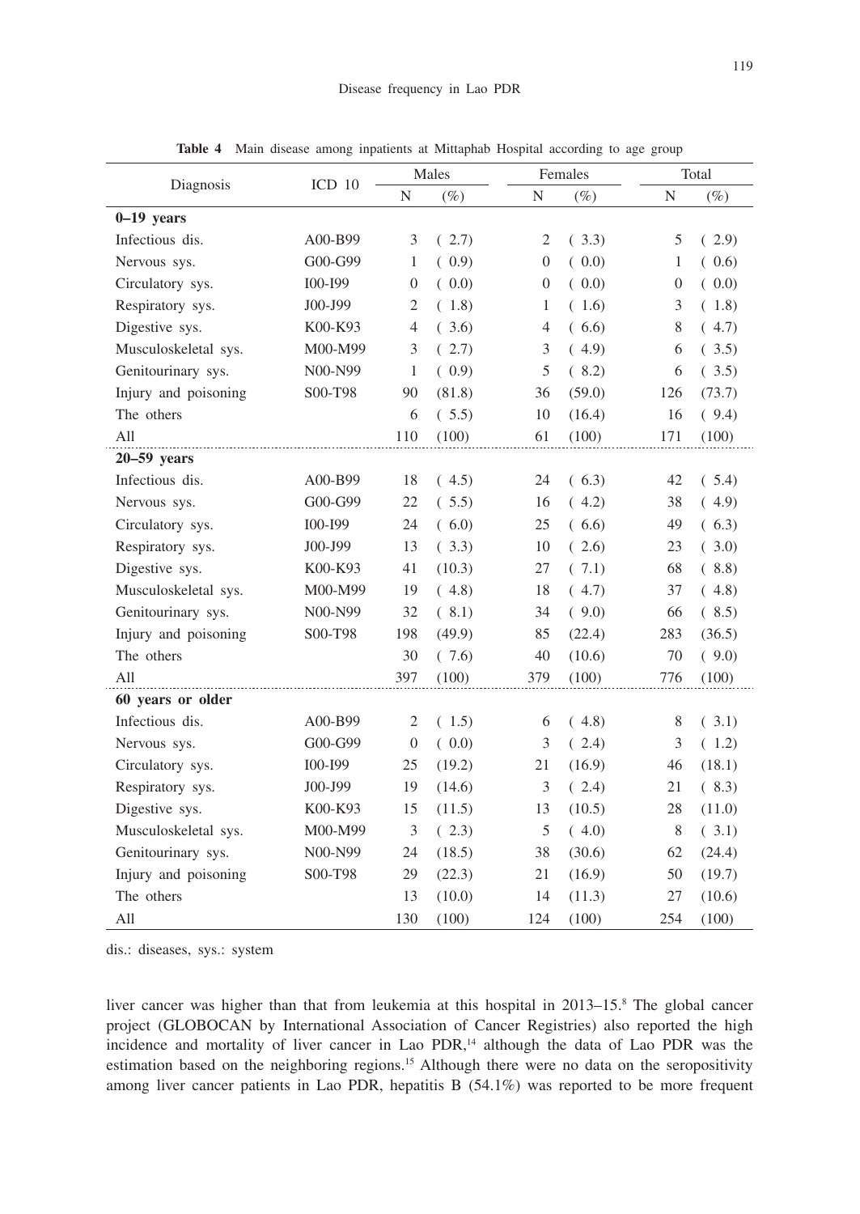**Table 4** Main disease among inpatients at Mittaphab Hospital according to age group

| Diagnosis | ICD 10 | Males | | Females | | Total | |
|---|---|---|---|---|---|---|---|
| | | N | (%) | N | (%) | N | (%) |
| **0–19 years** | | | | | | | |
| Infectious dis. | A00-B99 | 3 | ( 2.7) | 2 | ( 3.3) | 5 | ( 2.9) |
| Nervous sys. | G00-G99 | 1 | ( 0.9) | 0 | ( 0.0) | 1 | ( 0.6) |
| Circulatory sys. | I00-I99 | 0 | ( 0.0) | 0 | ( 0.0) | 0 | ( 0.0) |
| Respiratory sys. | J00-J99 | 2 | ( 1.8) | 1 | ( 1.6) | 3 | ( 1.8) |
| Digestive sys. | K00-K93 | 4 | ( 3.6) | 4 | ( 6.6) | 8 | ( 4.7) |
| Musculoskeletal sys. | M00-M99 | 3 | ( 2.7) | 3 | ( 4.9) | 6 | ( 3.5) |
| Genitourinary sys. | N00-N99 | 1 | ( 0.9) | 5 | ( 8.2) | 6 | ( 3.5) |
| Injury and poisoning | S00-T98 | 90 | (81.8) | 36 | (59.0) | 126 | (73.7) |
| The others | | 6 | ( 5.5) | 10 | (16.4) | 16 | ( 9.4) |
| All | | 110 | (100) | 61 | (100) | 171 | (100) |
| **20–59 years** | | | | | | | |
| Infectious dis. | A00-B99 | 18 | ( 4.5) | 24 | ( 6.3) | 42 | ( 5.4) |
| Nervous sys. | G00-G99 | 22 | ( 5.5) | 16 | ( 4.2) | 38 | ( 4.9) |
| Circulatory sys. | I00-I99 | 24 | ( 6.0) | 25 | ( 6.6) | 49 | ( 6.3) |
| Respiratory sys. | J00-J99 | 13 | ( 3.3) | 10 | ( 2.6) | 23 | ( 3.0) |
| Digestive sys. | K00-K93 | 41 | (10.3) | 27 | ( 7.1) | 68 | ( 8.8) |
| Musculoskeletal sys. | M00-M99 | 19 | ( 4.8) | 18 | ( 4.7) | 37 | ( 4.8) |
| Genitourinary sys. | N00-N99 | 32 | ( 8.1) | 34 | ( 9.0) | 66 | ( 8.5) |
| Injury and poisoning | S00-T98 | 198 | (49.9) | 85 | (22.4) | 283 | (36.5) |
| The others | | 30 | ( 7.6) | 40 | (10.6) | 70 | ( 9.0) |
| All | | 397 | (100) | 379 | (100) | 776 | (100) |
| **60 years or older** | | | | | | | |
| Infectious dis. | A00-B99 | 2 | ( 1.5) | 6 | ( 4.8) | 8 | ( 3.1) |
| Nervous sys. | G00-G99 | 0 | ( 0.0) | 3 | ( 2.4) | 3 | ( 1.2) |
| Circulatory sys. | I00-I99 | 25 | (19.2) | 21 | (16.9) | 46 | (18.1) |
| Respiratory sys. | J00-J99 | 19 | (14.6) | 3 | ( 2.4) | 21 | ( 8.3) |
| Digestive sys. | K00-K93 | 15 | (11.5) | 13 | (10.5) | 28 | (11.0) |
| Musculoskeletal sys. | M00-M99 | 3 | ( 2.3) | 5 | ( 4.0) | 8 | ( 3.1) |
| Genitourinary sys. | N00-N99 | 24 | (18.5) | 38 | (30.6) | 62 | (24.4) |
| Injury and poisoning | S00-T98 | 29 | (22.3) | 21 | (16.9) | 50 | (19.7) |
| The others | | 13 | (10.0) | 14 | (11.3) | 27 | (10.6) |
| All | | 130 | (100) | 124 | (100) | 254 | (100) |

dis.: diseases, sys.: system

liver cancer was higher than that from leukemia at this hospital in 2013–15.[8] The global cancer project (GLOBOCAN by International Association of Cancer Registries) also reported the high incidence and mortality of liver cancer in Lao PDR,[14] although the data of Lao PDR was the estimation based on the neighboring regions.[15] Although there were no data on the seropositivity among liver cancer patients in Lao PDR, hepatitis B (54.1%) was reported to be more frequent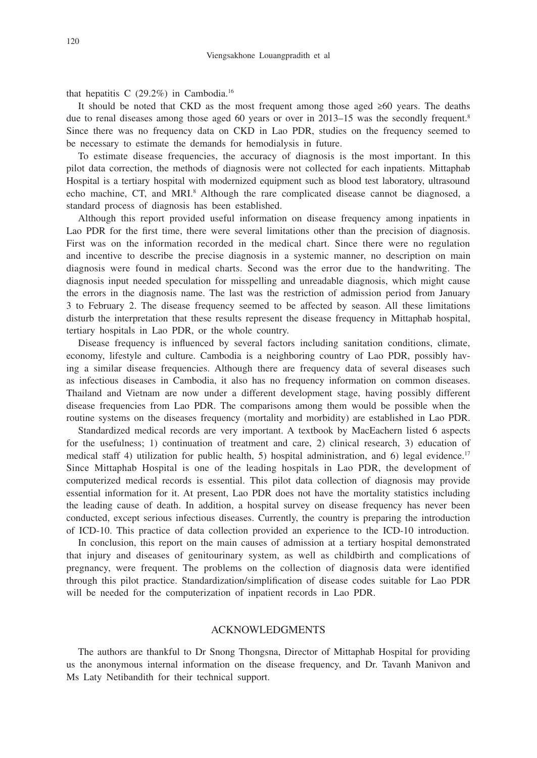that hepatitis C (29.2%) in Cambodia.[16]

It should be noted that CKD as the most frequent among those aged ≥60 years. The deaths due to renal diseases among those aged 60 years or over in 2013–15 was the secondly frequent.[8] Since there was no frequency data on CKD in Lao PDR, studies on the frequency seemed to be necessary to estimate the demands for hemodialysis in future.

To estimate disease frequencies, the accuracy of diagnosis is the most important. In this pilot data correction, the methods of diagnosis were not collected for each inpatients. Mittaphab Hospital is a tertiary hospital with modernized equipment such as blood test laboratory, ultrasound echo machine, CT, and MRI.[8] Although the rare complicated disease cannot be diagnosed, a standard process of diagnosis has been established.

Although this report provided useful information on disease frequency among inpatients in Lao PDR for the first time, there were several limitations other than the precision of diagnosis. First was on the information recorded in the medical chart. Since there were no regulation and incentive to describe the precise diagnosis in a systemic manner, no description on main diagnosis were found in medical charts. Second was the error due to the handwriting. The diagnosis input needed speculation for misspelling and unreadable diagnosis, which might cause the errors in the diagnosis name. The last was the restriction of admission period from January 3 to February 2. The disease frequency seemed to be affected by season. All these limitations disturb the interpretation that these results represent the disease frequency in Mittaphab hospital, tertiary hospitals in Lao PDR, or the whole country.

Disease frequency is influenced by several factors including sanitation conditions, climate, economy, lifestyle and culture. Cambodia is a neighboring country of Lao PDR, possibly having a similar disease frequencies. Although there are frequency data of several diseases such as infectious diseases in Cambodia, it also has no frequency information on common diseases. Thailand and Vietnam are now under a different development stage, having possibly different disease frequencies from Lao PDR. The comparisons among them would be possible when the routine systems on the diseases frequency (mortality and morbidity) are established in Lao PDR.

Standardized medical records are very important. A textbook by MacEachern listed 6 aspects for the usefulness; 1) continuation of treatment and care, 2) clinical research, 3) education of medical staff 4) utilization for public health, 5) hospital administration, and 6) legal evidence.[17] Since Mittaphab Hospital is one of the leading hospitals in Lao PDR, the development of computerized medical records is essential. This pilot data collection of diagnosis may provide essential information for it. At present, Lao PDR does not have the mortality statistics including the leading cause of death. In addition, a hospital survey on disease frequency has never been conducted, except serious infectious diseases. Currently, the country is preparing the introduction of ICD-10. This practice of data collection provided an experience to the ICD-10 introduction.

In conclusion, this report on the main causes of admission at a tertiary hospital demonstrated that injury and diseases of genitourinary system, as well as childbirth and complications of pregnancy, were frequent. The problems on the collection of diagnosis data were identified through this pilot practice. Standardization/simplification of disease codes suitable for Lao PDR will be needed for the computerization of inpatient records in Lao PDR.

## ACKNOWLEDGMENTS

The authors are thankful to Dr Snong Thongsna, Director of Mittaphab Hospital for providing us the anonymous internal information on the disease frequency, and Dr. Tavanh Manivon and Ms Laty Netibandith for their technical support.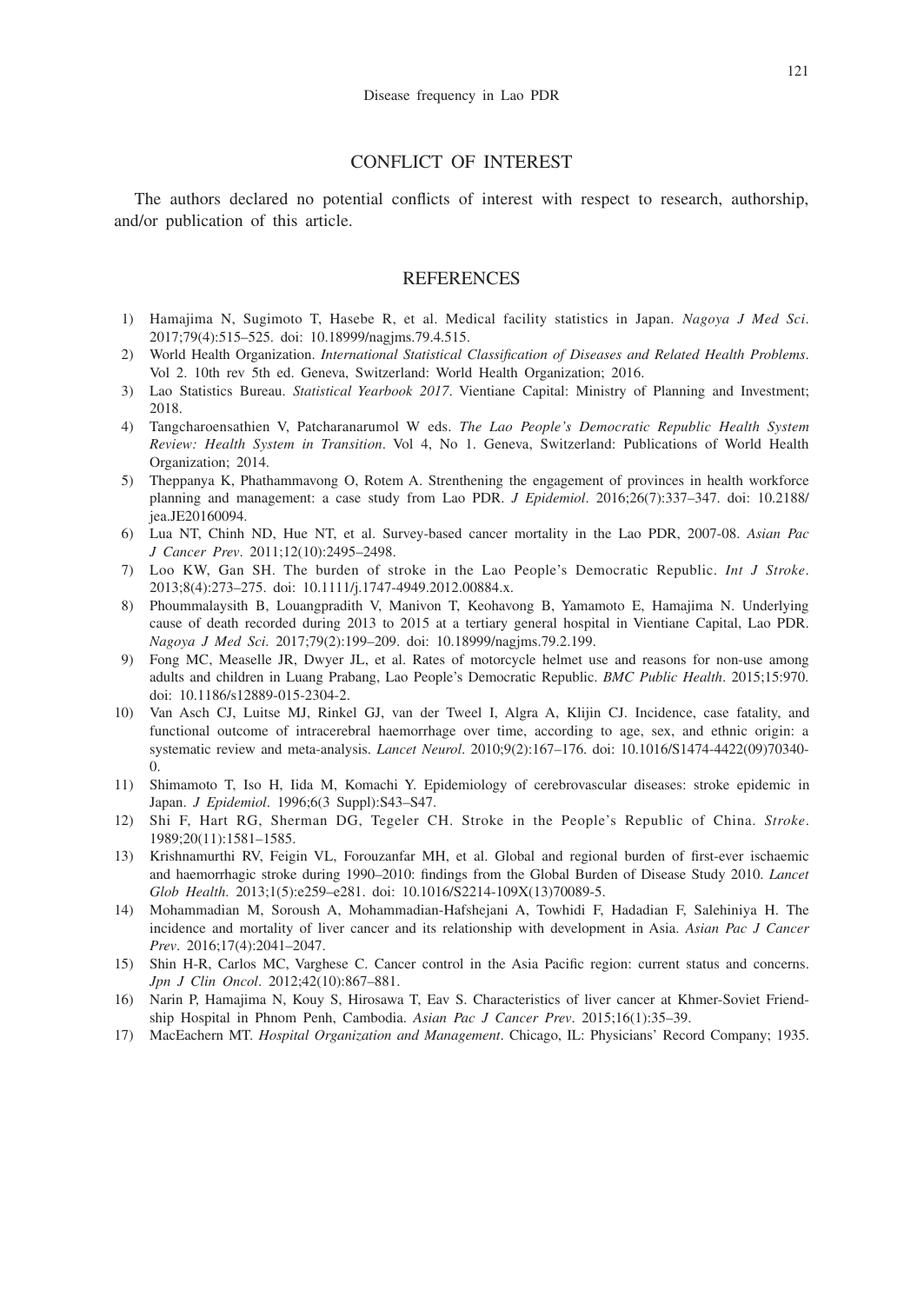## CONFLICT OF INTEREST

The authors declared no potential conflicts of interest with respect to research, authorship, and/or publication of this article.

## REFERENCES

1) Hamajima N, Sugimoto T, Hasebe R, et al. Medical facility statistics in Japan. *Nagoya J Med Sci*. 2017;79(4):515–525. doi: 10.18999/nagjms.79.4.515.
2) World Health Organization. *International Statistical Classification of Diseases and Related Health Problems*. Vol 2. 10th rev 5th ed. Geneva, Switzerland: World Health Organization; 2016.
3) Lao Statistics Bureau. *Statistical Yearbook 2017*. Vientiane Capital: Ministry of Planning and Investment; 2018.
4) Tangcharoensathien V, Patcharanarumol W eds. *The Lao People's Democratic Republic Health System Review: Health System in Transition*. Vol 4, No 1. Geneva, Switzerland: Publications of World Health Organization; 2014.
5) Theppanya K, Phathammavong O, Rotem A. Strenthening the engagement of provinces in health workforce planning and management: a case study from Lao PDR. *J Epidemiol*. 2016;26(7):337–347. doi: 10.2188/jea.JE20160094.
6) Lua NT, Chinh ND, Hue NT, et al. Survey-based cancer mortality in the Lao PDR, 2007-08. *Asian Pac J Cancer Prev*. 2011;12(10):2495–2498.
7) Loo KW, Gan SH. The burden of stroke in the Lao People's Democratic Republic. *Int J Stroke*. 2013;8(4):273–275. doi: 10.1111/j.1747-4949.2012.00884.x.
8) Phoummalaysith B, Louangpradith V, Manivon T, Keohavong B, Yamamoto E, Hamajima N. Underlying cause of death recorded during 2013 to 2015 at a tertiary general hospital in Vientiane Capital, Lao PDR. *Nagoya J Med Sci*. 2017;79(2):199–209. doi: 10.18999/nagjms.79.2.199.
9) Fong MC, Measelle JR, Dwyer JL, et al. Rates of motorcycle helmet use and reasons for non-use among adults and children in Luang Prabang, Lao People's Democratic Republic. *BMC Public Health*. 2015;15:970. doi: 10.1186/s12889-015-2304-2.
10) Van Asch CJ, Luitse MJ, Rinkel GJ, van der Tweel I, Algra A, Klijin CJ. Incidence, case fatality, and functional outcome of intracerebral haemorrhage over time, according to age, sex, and ethnic origin: a systematic review and meta-analysis. *Lancet Neurol*. 2010;9(2):167–176. doi: 10.1016/S1474-4422(09)70340-0.
11) Shimamoto T, Iso H, Iida M, Komachi Y. Epidemiology of cerebrovascular diseases: stroke epidemic in Japan. *J Epidemiol*. 1996;6(3 Suppl):S43–S47.
12) Shi F, Hart RG, Sherman DG, Tegeler CH. Stroke in the People's Republic of China. *Stroke*. 1989;20(11):1581–1585.
13) Krishnamurthi RV, Feigin VL, Forouzanfar MH, et al. Global and regional burden of first-ever ischaemic and haemorrhagic stroke during 1990–2010: findings from the Global Burden of Disease Study 2010. *Lancet Glob Health*. 2013;1(5):e259–e281. doi: 10.1016/S2214-109X(13)70089-5.
14) Mohammadian M, Soroush A, Mohammadian-Hafshejani A, Towhidi F, Hadadian F, Salehiniya H. The incidence and mortality of liver cancer and its relationship with development in Asia. *Asian Pac J Cancer Prev*. 2016;17(4):2041–2047.
15) Shin H-R, Carlos MC, Varghese C. Cancer control in the Asia Pacific region: current status and concerns. *Jpn J Clin Oncol*. 2012;42(10):867–881.
16) Narin P, Hamajima N, Kouy S, Hirosawa T, Eav S. Characteristics of liver cancer at Khmer-Soviet Friendship Hospital in Phnom Penh, Cambodia. *Asian Pac J Cancer Prev*. 2015;16(1):35–39.
17) MacEachern MT. *Hospital Organization and Management*. Chicago, IL: Physicians' Record Company; 1935.